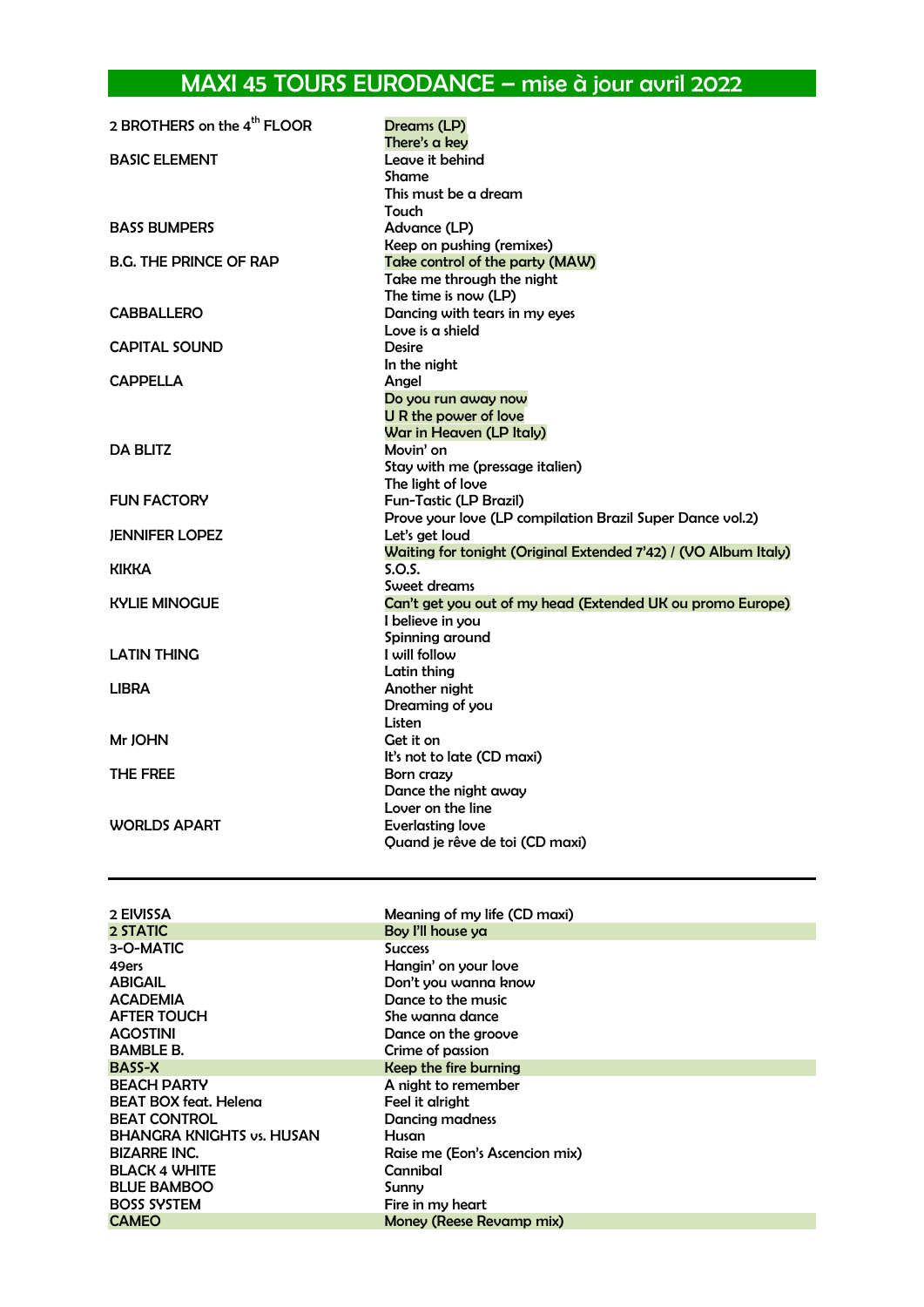# MAXI 45 TOURS EURODANCE – mise à jour avril 2022

| Artiste | Titre |
|---|---|
| 2 BROTHERS on the 4th FLOOR | Dreams (LP) |
| | There's a key |
| BASIC ELEMENT | Leave it behind |
| | Shame |
| | This must be a dream |
| | Touch |
| BASS BUMPERS | Advance (LP) |
| | Keep on pushing (remixes) |
| B.G. THE PRINCE OF RAP | Take control of the party (MAW) |
| | Take me through the night |
| | The time is now (LP) |
| CABBALLERO | Dancing with tears in my eyes |
| | Love is a shield |
| CAPITAL SOUND | Desire |
| | In the night |
| CAPPELLA | Angel |
| | Do you run away now |
| | U R the power of love |
| | War in Heaven (LP Italy) |
| DA BLITZ | Movin' on |
| | Stay with me (pressage italien) |
| | The light of love |
| FUN FACTORY | Fun-Tastic (LP Brazil) |
| | Prove your love (LP compilation Brazil Super Dance vol.2) |
| JENNIFER LOPEZ | Let's get loud |
| | Waiting for tonight (Original Extended 7'42) / (VO Album Italy) |
| KIKKA | S.O.S. |
| | Sweet dreams |
| KYLIE MINOGUE | Can't get you out of my head (Extended UK ou promo Europe) |
| | I believe in you |
| | Spinning around |
| LATIN THING | I will follow |
| | Latin thing |
| LIBRA | Another night |
| | Dreaming of you |
| | Listen |
| Mr JOHN | Get it on |
| | It's not to late (CD maxi) |
| THE FREE | Born crazy |
| | Dance the night away |
| | Lover on the line |
| WORLDS APART | Everlasting love |
| | Quand je rêve de toi (CD maxi) |

---

| Artiste | Titre |
|---|---|
| 2 EIVISSA | Meaning of my life (CD maxi) |
| 2 STATIC | Boy I'll house ya |
| 3-O-MATIC | Success |
| 49ers | Hangin' on your love |
| ABIGAIL | Don't you wanna know |
| ACADEMIA | Dance to the music |
| AFTER TOUCH | She wanna dance |
| AGOSTINI | Dance on the groove |
| BAMBLE B. | Crime of passion |
| BASS-X | Keep the fire burning |
| BEACH PARTY | A night to remember |
| BEAT BOX feat. Helena | Feel it alright |
| BEAT CONTROL | Dancing madness |
| BHANGRA KNIGHTS vs. HUSAN | Husan |
| BIZARRE INC. | Raise me (Eon's Ascencion mix) |
| BLACK 4 WHITE | Cannibal |
| BLUE BAMBOO | Sunny |
| BOSS SYSTEM | Fire in my heart |
| CAMEO | Money (Reese Revamp mix) |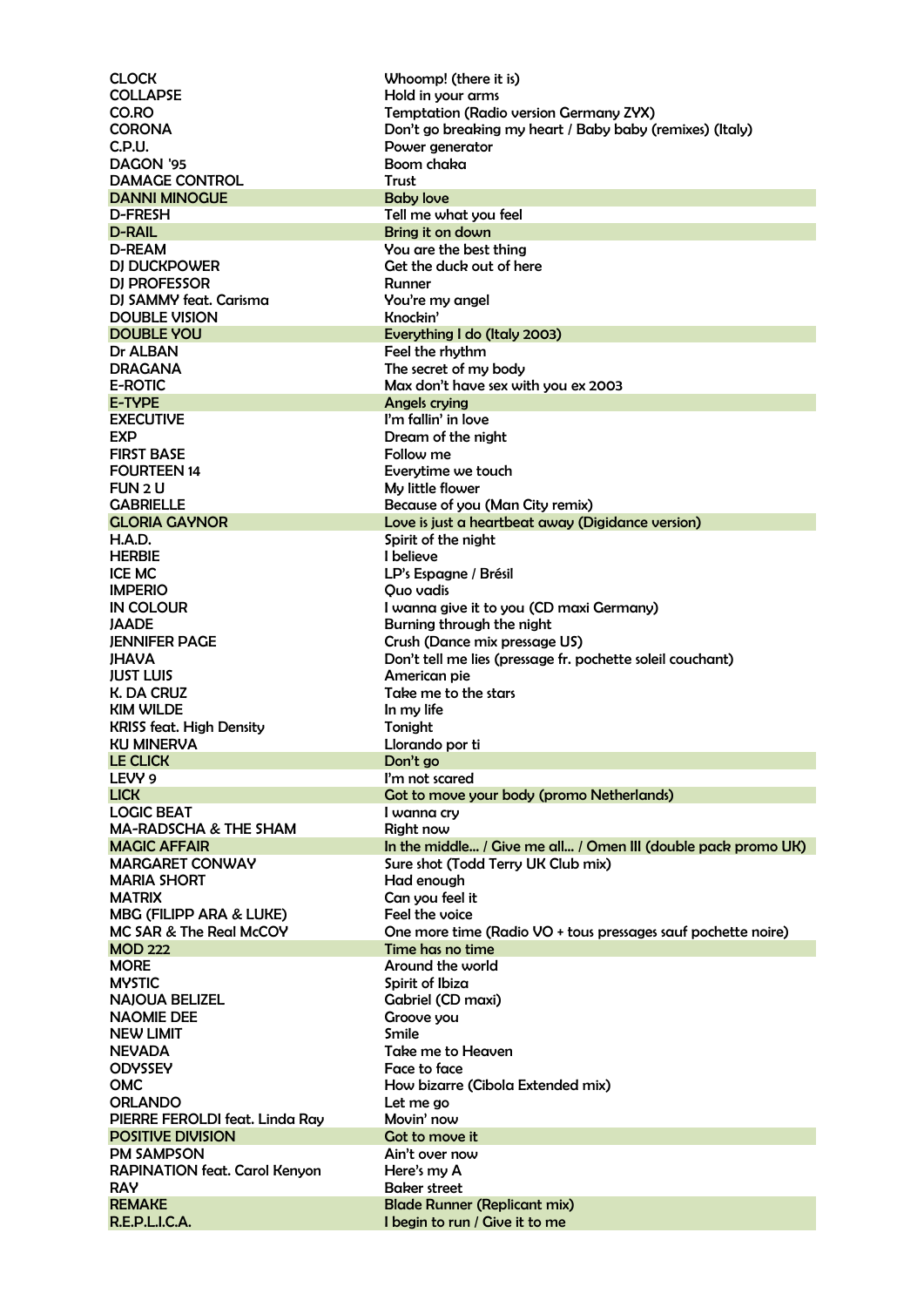| | |
|---|---|
| CLOCK | Whoomp! (there it is) |
| COLLAPSE | Hold in your arms |
| CO.RO | Temptation (Radio version Germany ZYX) |
| CORONA | Don't go breaking my heart / Baby baby (remixes) (Italy) |
| C.P.U. | Power generator |
| DAGON '95 | Boom chaka |
| DAMAGE CONTROL | Trust |
| DANNI MINOGUE | Baby love |
| D-FRESH | Tell me what you feel |
| D-RAIL | Bring it on down |
| D-REAM | You are the best thing |
| DJ DUCKPOWER | Get the duck out of here |
| DJ PROFESSOR | Runner |
| DJ SAMMY feat. Carisma | You're my angel |
| DOUBLE VISION | Knockin' |
| DOUBLE YOU | Everything I do (Italy 2003) |
| Dr ALBAN | Feel the rhythm |
| DRAGANA | The secret of my body |
| E-ROTIC | Max don't have sex with you ex 2003 |
| E-TYPE | Angels crying |
| EXECUTIVE | I'm fallin' in love |
| EXP | Dream of the night |
| FIRST BASE | Follow me |
| FOURTEEN 14 | Everytime we touch |
| FUN 2 U | My little flower |
| GABRIELLE | Because of you (Man City remix) |
| GLORIA GAYNOR | Love is just a heartbeat away (Digidance version) |
| H.A.D. | Spirit of the night |
| HERBIE | I believe |
| ICE MC | LP's Espagne / Brésil |
| IMPERIO | Quo vadis |
| IN COLOUR | I wanna give it to you (CD maxi Germany) |
| JAADE | Burning through the night |
| JENNIFER PAGE | Crush (Dance mix pressage US) |
| JHAVA | Don't tell me lies (pressage fr. pochette soleil couchant) |
| JUST LUIS | American pie |
| K. DA CRUZ | Take me to the stars |
| KIM WILDE | In my life |
| KRISS feat. High Density | Tonight |
| KU MINERVA | Llorando por ti |
| LE CLICK | Don't go |
| LEVY 9 | I'm not scared |
| LICK | Got to move your body (promo Netherlands) |
| LOGIC BEAT | I wanna cry |
| MA-RADSCHA & THE SHAM | Right now |
| MAGIC AFFAIR | In the middle... / Give me all... / Omen III (double pack promo UK) |
| MARGARET CONWAY | Sure shot (Todd Terry UK Club mix) |
| MARIA SHORT | Had enough |
| MATRIX | Can you feel it |
| MBG (FILIPP ARA & LUKE) | Feel the voice |
| MC SAR & The Real McCOY | One more time (Radio VO + tous pressages sauf pochette noire) |
| MOD 222 | Time has no time |
| MORE | Around the world |
| MYSTIC | Spirit of Ibiza |
| NAJOUA BELIZEL | Gabriel (CD maxi) |
| NAOMIE DEE | Groove you |
| NEW LIMIT | Smile |
| NEVADA | Take me to Heaven |
| ODYSSEY | Face to face |
| OMC | How bizarre (Cibola Extended mix) |
| ORLANDO | Let me go |
| PIERRE FEROLDI feat. Linda Ray | Movin' now |
| POSITIVE DIVISION | Got to move it |
| PM SAMPSON | Ain't over now |
| RAPINATION feat. Carol Kenyon | Here's my A |
| RAY | Baker street |
| REMAKE | Blade Runner (Replicant mix) |
| R.E.P.L.I.C.A. | I begin to run / Give it to me |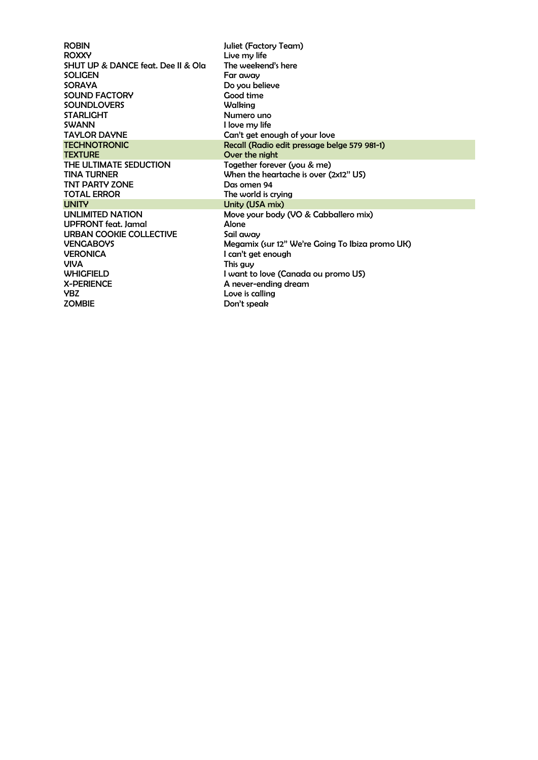| | |
|---|---|
| ROBIN | Juliet (Factory Team) |
| ROXXY | Live my life |
| SHUT UP & DANCE feat. Dee II & Ola | The weekend's here |
| SOLIGEN | Far away |
| SORAYA | Do you believe |
| SOUND FACTORY | Good time |
| SOUNDLOVERS | Walking |
| STARLIGHT | Numero uno |
| SWANN | I love my life |
| TAYLOR DAYNE | Can't get enough of your love |
| TECHNOTRONIC | Recall (Radio edit pressage belge 579 981-1) |
| TEXTURE | Over the night |
| THE ULTIMATE SEDUCTION | Together forever (you & me) |
| TINA TURNER | When the heartache is over (2x12" US) |
| TNT PARTY ZONE | Das omen 94 |
| TOTAL ERROR | The world is crying |
| UNITY | Unity (USA mix) |
| UNLIMITED NATION | Move your body (VO & Cabballero mix) |
| UPFRONT feat. Jamal | Alone |
| URBAN COOKIE COLLECTIVE | Sail away |
| VENGABOYS | Megamix (sur 12" We're Going To Ibiza promo UK) |
| VERONICA | I can't get enough |
| VIVA | This guy |
| WHIGFIELD | I want to love (Canada ou promo US) |
| X-PERIENCE | A never-ending dream |
| YBZ | Love is calling |
| ZOMBIE | Don't speak |